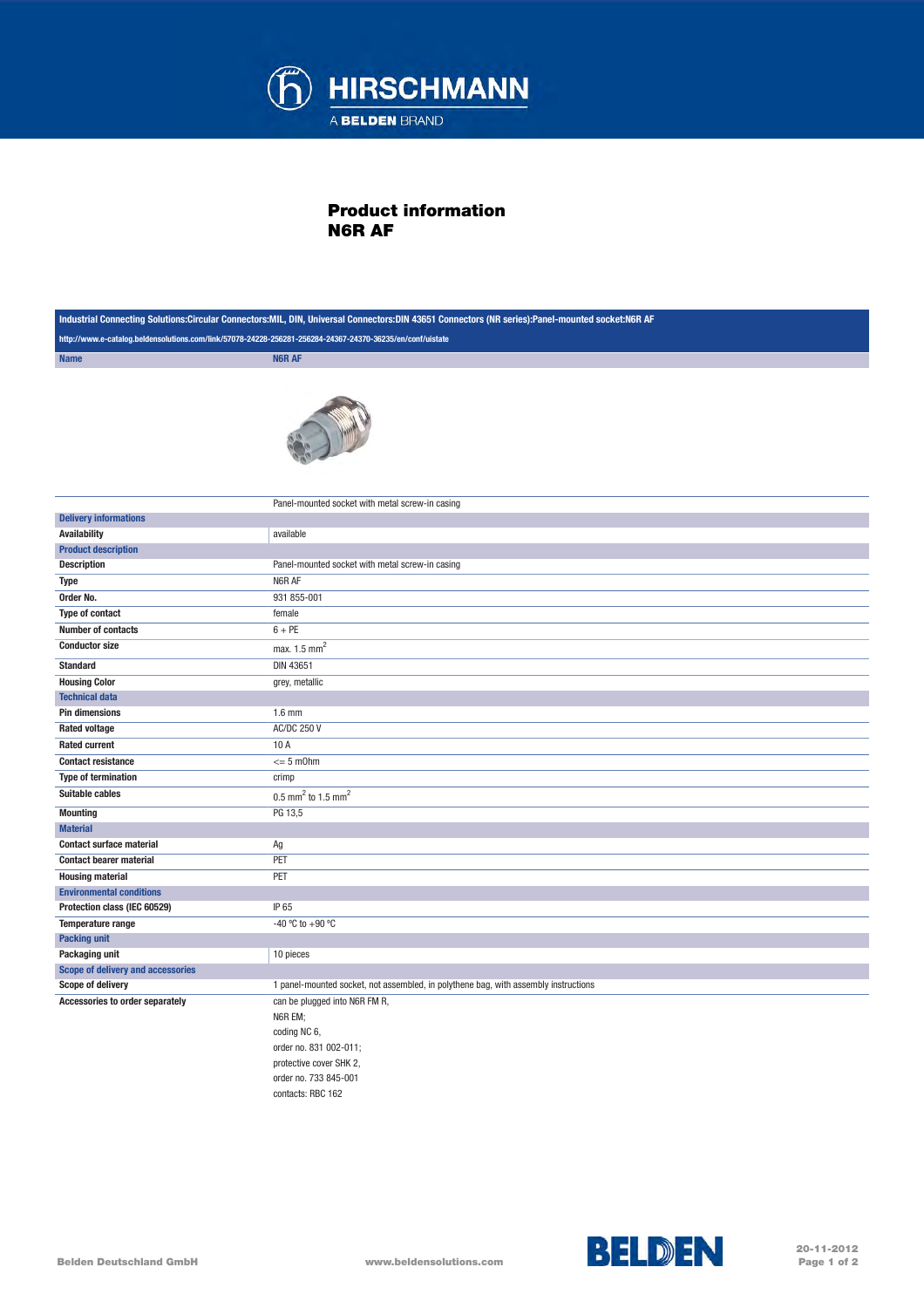# Product information
## N6R AF

| Industrial Connecting Solutions:Circular Connectors:MIL, DIN, Universal Connectors:DIN 43651 Connectors (NR series):Panel-mounted socket:N6R AF | |
|---|---|
| http://www.e-catalog.beldensolutions.com/link/57078-24228-256281-256284-24367-24370-36235/en/conf/uistate | |
| **Name** | **N6R AF** |
| | Panel-mounted socket with metal screw-in casing |
| **Delivery informations** | |
| **Availability** | available |
| **Product description** | |
| **Description** | Panel-mounted socket with metal screw-in casing |
| **Type** | N6R AF |
| **Order No.** | 931 855-001 |
| **Type of contact** | female |
| **Number of contacts** | 6 + PE |
| **Conductor size** | max. 1.5 $mm^2$ |
| **Standard** | DIN 43651 |
| **Housing Color** | grey, metallic |
| **Technical data** | |
| **Pin dimensions** | 1.6 mm |
| **Rated voltage** | AC/DC 250 V |
| **Rated current** | 10 A |
| **Contact resistance** | <= 5 mOhm |
| **Type of termination** | crimp |
| **Suitable cables** | 0.5 $mm^2$ to 1.5 $mm^2$ |
| **Mounting** | PG 13,5 |
| **Material** | |
| **Contact surface material** | Ag |
| **Contact bearer material** | PET |
| **Housing material** | PET |
| **Environmental conditions** | |
| **Protection class (IEC 60529)** | IP 65 |
| **Temperature range** | -40 °C to +90 °C |
| **Packing unit** | |
| **Packaging unit** | 10 pieces |
| **Scope of delivery and accessories** | |
| **Scope of delivery** | 1 panel-mounted socket, not assembled, in polythene bag, with assembly instructions |
| **Accessories to order separately** | can be plugged into N6R FM R,<br>N6R EM;<br>coding NC 6,<br>order no. 831 002-011;<br>protective cover SHK 2,<br>order no. 733 845-001<br>contacts: RBC 162 |

Belden Deutschland GmbH    www.beldensolutions.com    20-11-2012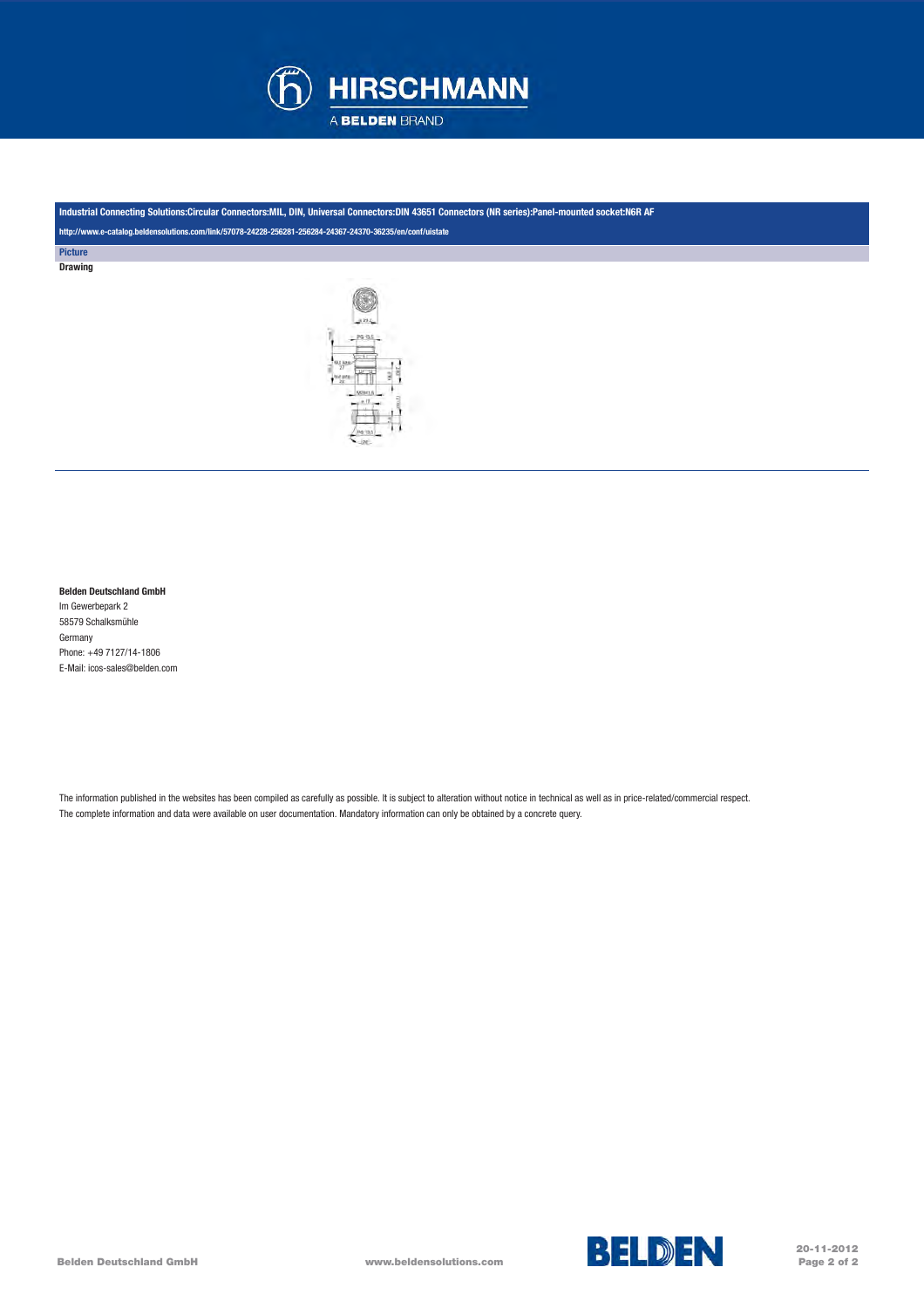**Industrial Connecting Solutions:Circular Connectors:MIL, DIN, Universal Connectors:DIN 43651 Connectors (NR series):Panel-mounted socket:N6R AF**

http://www.e-catalog.beldensolutions.com/link/57078-24228-256281-256284-24367-24370-36235/en/conf/uistate

**Picture**

**Drawing**

ø 23,2

PG 13,5

M20x1,5

PG 13,5

**Belden Deutschland GmbH**
Im Gewerbepark 2
58579 Schalksmühle
Germany
Phone: +49 7127/14-1806
E-Mail: icos-sales@belden.com

The information published in the websites has been compiled as carefully as possible. It is subject to alteration without notice in technical as well as in price-related/commercial respect.
The complete information and data were available on user documentation. Mandatory information can only be obtained by a concrete query.